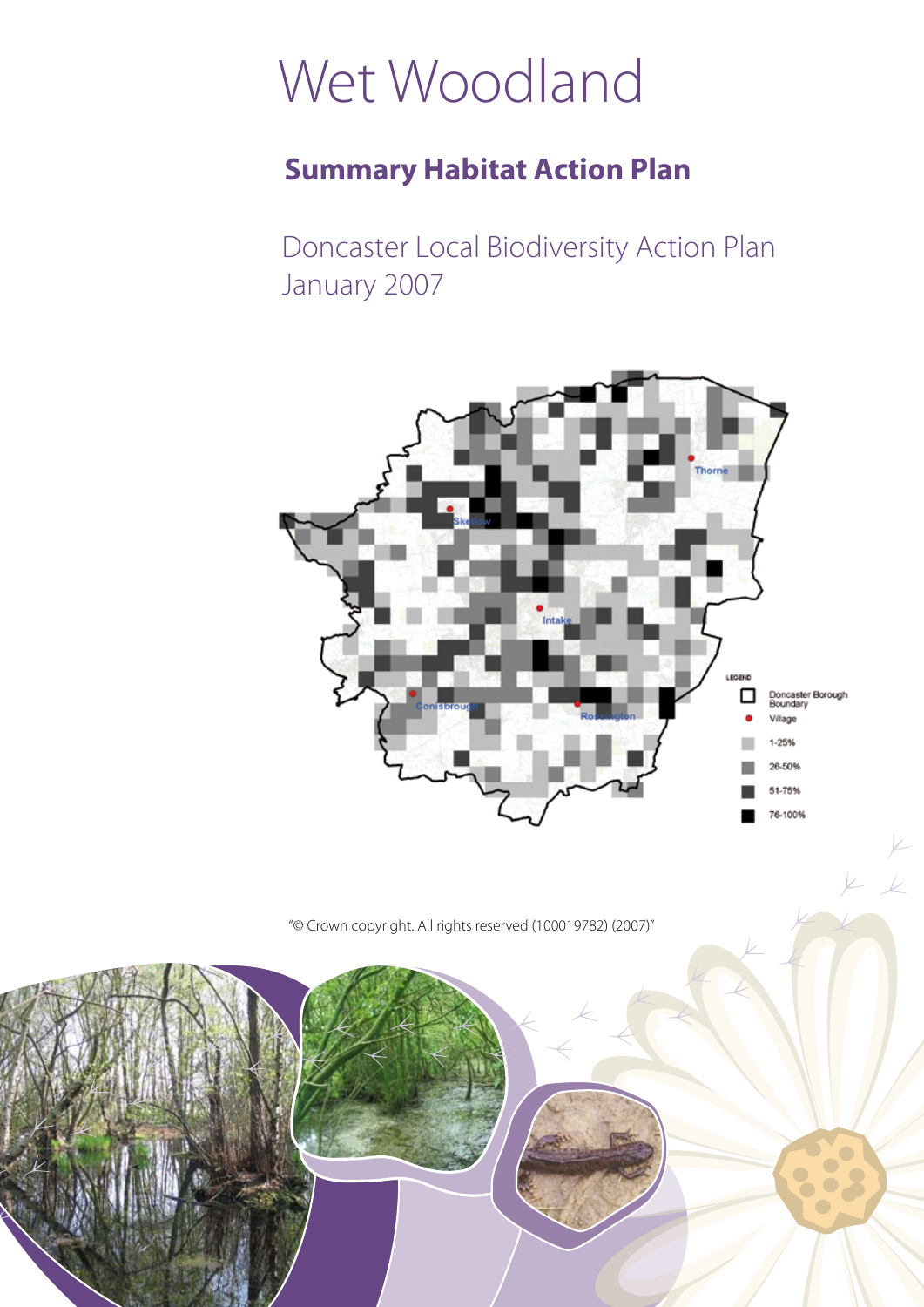# Wet Woodland

## Summary Habitat Action Plan

Doncaster Local Biodiversity Action Plan
January 2007

"© Crown copyright. All rights reserved (100019782) (2007)"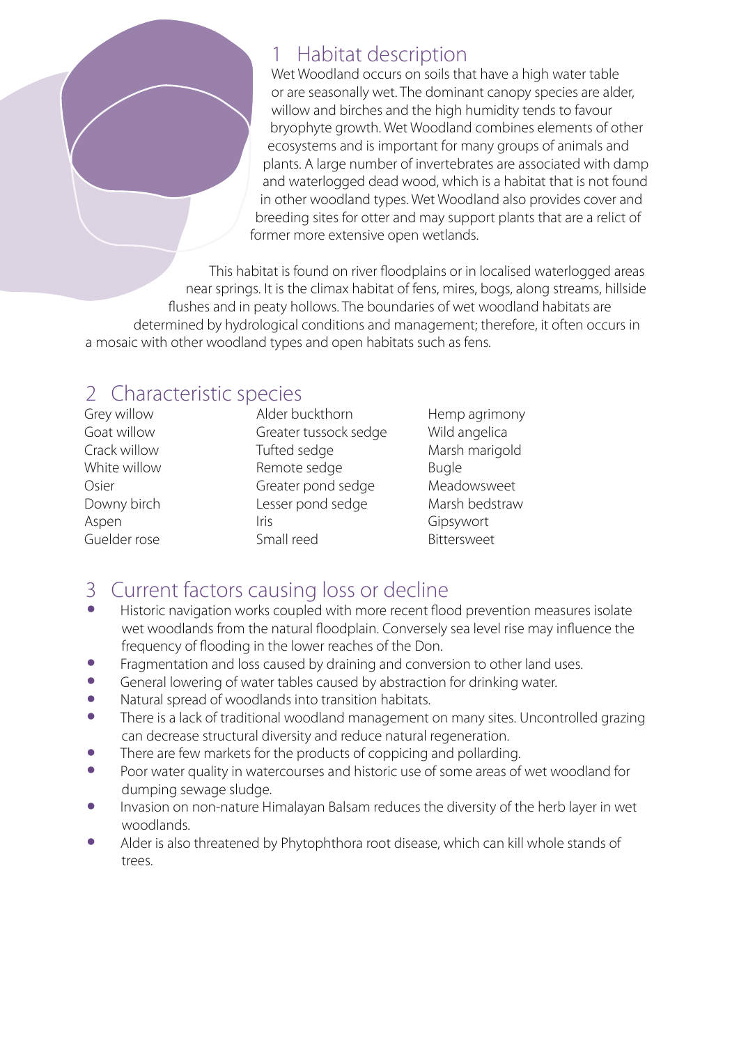## 1 Habitat description

Wet Woodland occurs on soils that have a high water table or are seasonally wet. The dominant canopy species are alder, willow and birches and the high humidity tends to favour bryophyte growth. Wet Woodland combines elements of other ecosystems and is important for many groups of animals and plants. A large number of invertebrates are associated with damp and waterlogged dead wood, which is a habitat that is not found in other woodland types. Wet Woodland also provides cover and breeding sites for otter and may support plants that are a relict of former more extensive open wetlands.

This habitat is found on river floodplains or in localised waterlogged areas near springs. It is the climax habitat of fens, mires, bogs, along streams, hillside flushes and in peaty hollows. The boundaries of wet woodland habitats are determined by hydrological conditions and management; therefore, it often occurs in a mosaic with other woodland types and open habitats such as fens.

## 2 Characteristic species

Grey willow
Goat willow
Crack willow
White willow
Osier
Downy birch
Aspen
Guelder rose
Alder buckthorn
Greater tussock sedge
Tufted sedge
Remote sedge
Greater pond sedge
Lesser pond sedge
Iris
Small reed
Hemp agrimony
Wild angelica
Marsh marigold
Bugle
Meadowsweet
Marsh bedstraw
Gipsywort
Bittersweet

## 3 Current factors causing loss or decline

- Historic navigation works coupled with more recent flood prevention measures isolate wet woodlands from the natural floodplain. Conversely sea level rise may influence the frequency of flooding in the lower reaches of the Don.
- Fragmentation and loss caused by draining and conversion to other land uses.
- General lowering of water tables caused by abstraction for drinking water.
- Natural spread of woodlands into transition habitats.
- There is a lack of traditional woodland management on many sites. Uncontrolled grazing can decrease structural diversity and reduce natural regeneration.
- There are few markets for the products of coppicing and pollarding.
- Poor water quality in watercourses and historic use of some areas of wet woodland for dumping sewage sludge.
- Invasion on non-nature Himalayan Balsam reduces the diversity of the herb layer in wet woodlands.
- Alder is also threatened by Phytophthora root disease, which can kill whole stands of trees.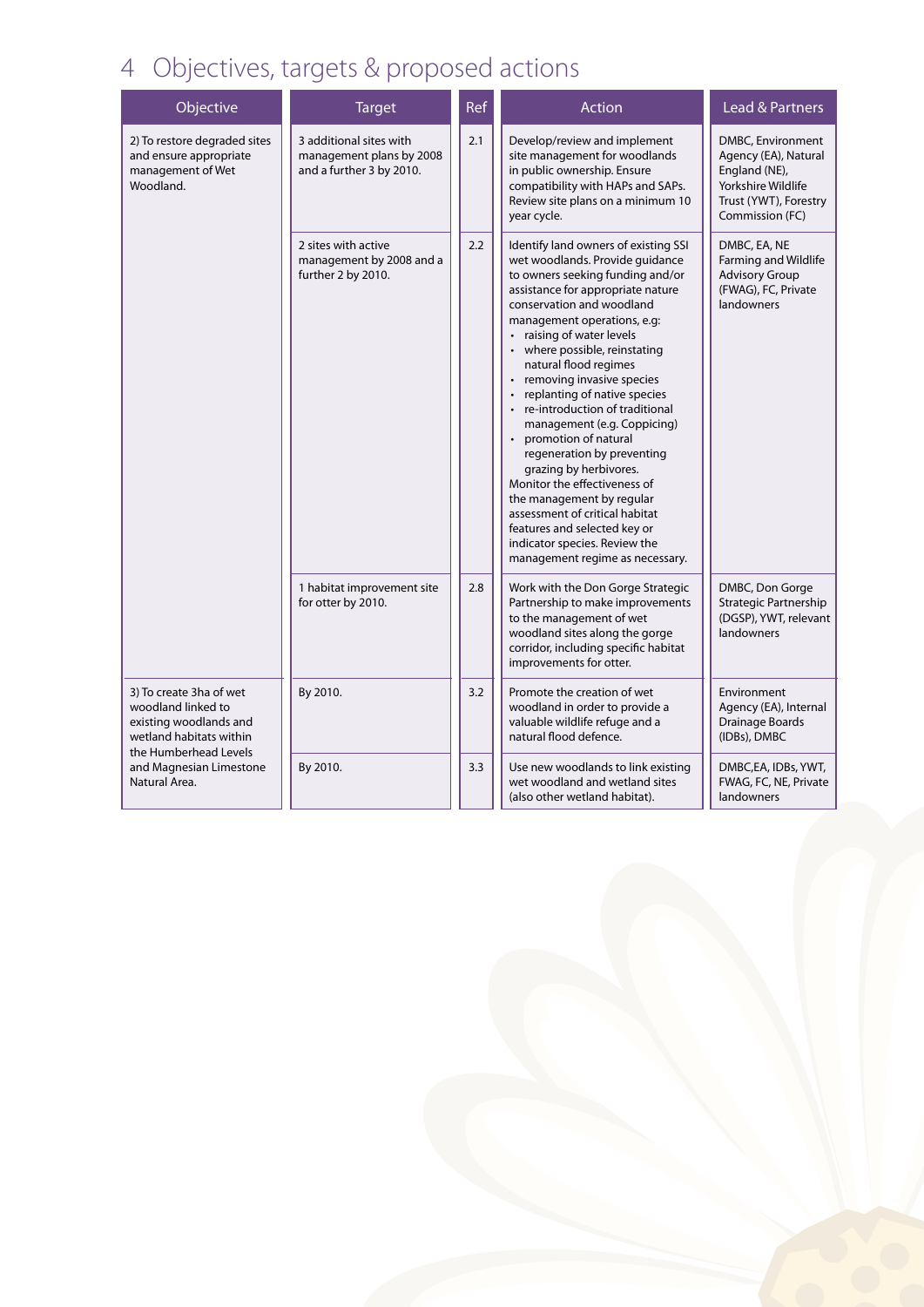# 4 Objectives, targets & proposed actions

| Objective | Target | Ref | Action | Lead & Partners |
|---|---|---|---|---|
| 2) To restore degraded sites and ensure appropriate management of Wet Woodland. | 3 additional sites with management plans by 2008 and a further 3 by 2010. | 2.1 | Develop/review and implement site management for woodlands in public ownership. Ensure compatibility with HAPs and SAPs. Review site plans on a minimum 10 year cycle. | DMBC, Environment Agency (EA), Natural England (NE), Yorkshire Wildlife Trust (YWT), Forestry Commission (FC) |
| | 2 sites with active management by 2008 and a further 2 by 2010. | 2.2 | Identify land owners of existing SSI wet woodlands. Provide guidance to owners seeking funding and/or assistance for appropriate nature conservation and woodland management operations, e.g:<br>• raising of water levels<br>• where possible, reinstating natural flood regimes<br>• removing invasive species<br>• replanting of native species<br>• re-introduction of traditional management (e.g. Coppicing)<br>• promotion of natural regeneration by preventing grazing by herbivores.<br>Monitor the effectiveness of the management by regular assessment of critical habitat features and selected key or indicator species. Review the management regime as necessary. | DMBC, EA, NE Farming and Wildlife Advisory Group (FWAG), FC, Private landowners |
| | 1 habitat improvement site for otter by 2010. | 2.8 | Work with the Don Gorge Strategic Partnership to make improvements to the management of wet woodland sites along the gorge corridor, including specific habitat improvements for otter. | DMBC, Don Gorge Strategic Partnership (DGSP), YWT, relevant landowners |
| 3) To create 3ha of wet woodland linked to existing woodlands and wetland habitats within the Humberhead Levels and Magnesian Limestone Natural Area. | By 2010. | 3.2 | Promote the creation of wet woodland in order to provide a valuable wildlife refuge and a natural flood defence. | Environment Agency (EA), Internal Drainage Boards (IDBs), DMBC |
| | By 2010. | 3.3 | Use new woodlands to link existing wet woodland and wetland sites (also other wetland habitat). | DMBC,EA, IDBs, YWT, FWAG, FC, NE, Private landowners |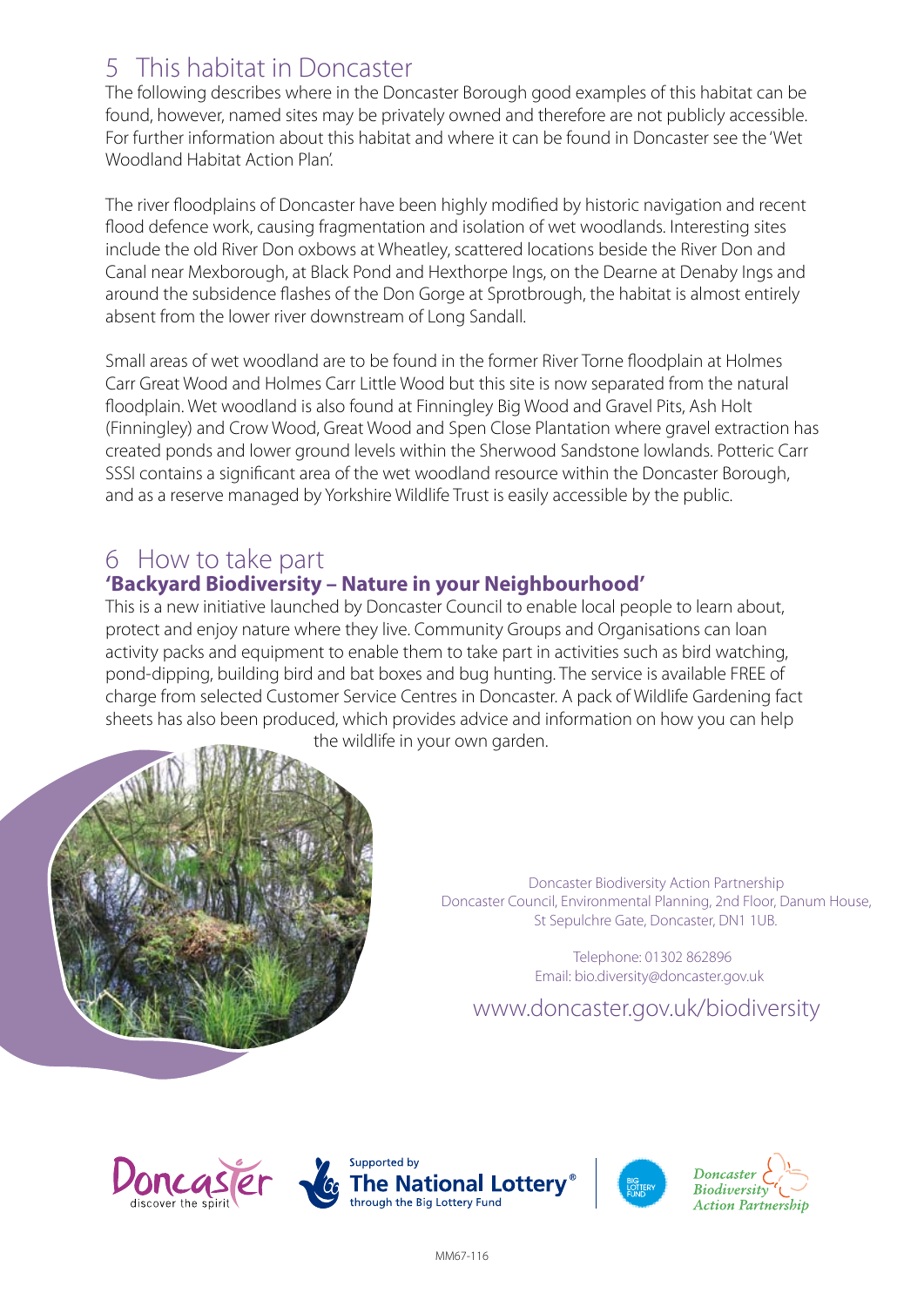## 5 This habitat in Doncaster

The following describes where in the Doncaster Borough good examples of this habitat can be found, however, named sites may be privately owned and therefore are not publicly accessible. For further information about this habitat and where it can be found in Doncaster see the 'Wet Woodland Habitat Action Plan'.

The river floodplains of Doncaster have been highly modified by historic navigation and recent flood defence work, causing fragmentation and isolation of wet woodlands. Interesting sites include the old River Don oxbows at Wheatley, scattered locations beside the River Don and Canal near Mexborough, at Black Pond and Hexthorpe Ings, on the Dearne at Denaby Ings and around the subsidence flashes of the Don Gorge at Sprotbrough, the habitat is almost entirely absent from the lower river downstream of Long Sandall.

Small areas of wet woodland are to be found in the former River Torne floodplain at Holmes Carr Great Wood and Holmes Carr Little Wood but this site is now separated from the natural floodplain. Wet woodland is also found at Finningley Big Wood and Gravel Pits, Ash Holt (Finningley) and Crow Wood, Great Wood and Spen Close Plantation where gravel extraction has created ponds and lower ground levels within the Sherwood Sandstone lowlands. Potteric Carr SSSI contains a significant area of the wet woodland resource within the Doncaster Borough, and as a reserve managed by Yorkshire Wildlife Trust is easily accessible by the public.

## 6 How to take part

### 'Backyard Biodiversity – Nature in your Neighbourhood'

This is a new initiative launched by Doncaster Council to enable local people to learn about, protect and enjoy nature where they live. Community Groups and Organisations can loan activity packs and equipment to enable them to take part in activities such as bird watching, pond-dipping, building bird and bat boxes and bug hunting. The service is available FREE of charge from selected Customer Service Centres in Doncaster. A pack of Wildlife Gardening fact sheets has also been produced, which provides advice and information on how you can help the wildlife in your own garden.

Doncaster Biodiversity Action Partnership
Doncaster Council, Environmental Planning, 2nd Floor, Danum House, St Sepulchre Gate, Doncaster, DN1 1UB.

Telephone: 01302 862896
Email: bio.diversity@doncaster.gov.uk

www.doncaster.gov.uk/biodiversity

Doncaster discover the spirit

Supported by The National Lottery® through the Big Lottery Fund

BIG LOTTERY FUND

Doncaster Biodiversity Action Partnership

MM67-116